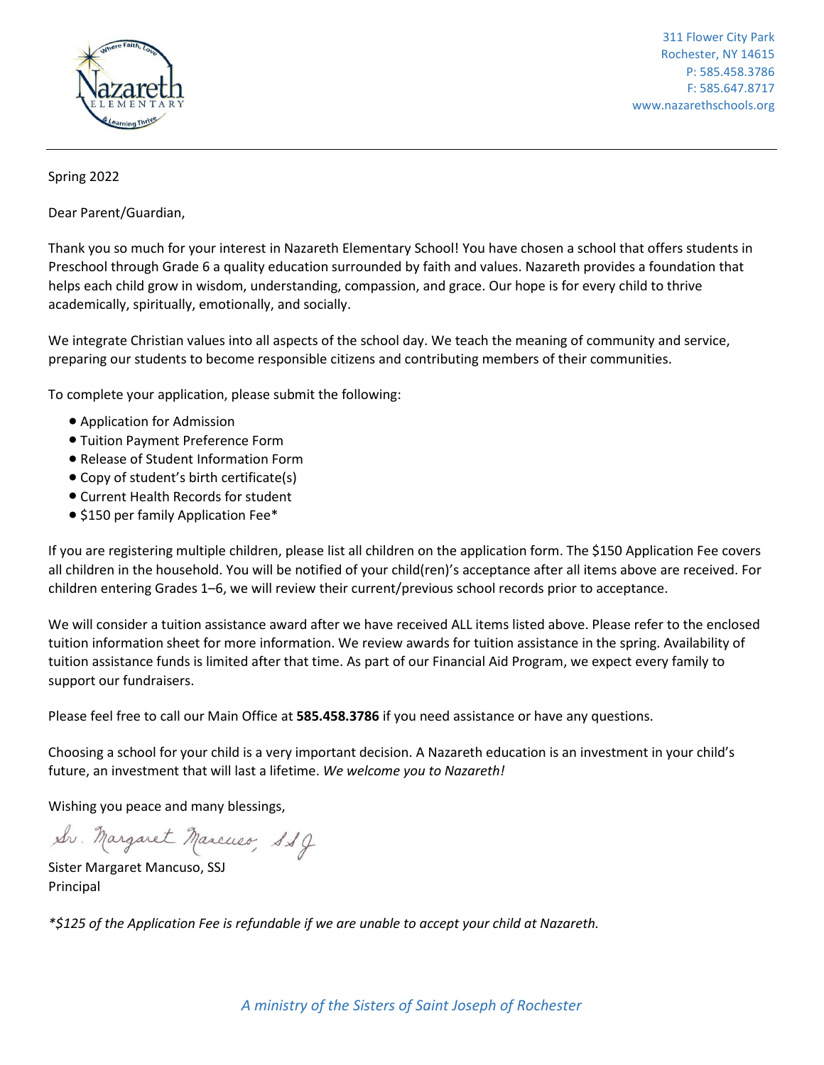311 Flower City Park
Rochester, NY 14615
P: 585.458.3786
F: 585.647.8717
www.nazarethschools.org

Spring 2022

Dear Parent/Guardian,

Thank you so much for your interest in Nazareth Elementary School! You have chosen a school that offers students in Preschool through Grade 6 a quality education surrounded by faith and values. Nazareth provides a foundation that helps each child grow in wisdom, understanding, compassion, and grace. Our hope is for every child to thrive academically, spiritually, emotionally, and socially.

We integrate Christian values into all aspects of the school day. We teach the meaning of community and service, preparing our students to become responsible citizens and contributing members of their communities.

To complete your application, please submit the following:

- Application for Admission
- Tuition Payment Preference Form
- Release of Student Information Form
- Copy of student's birth certificate(s)
- Current Health Records for student
- $150 per family Application Fee*

If you are registering multiple children, please list all children on the application form. The $150 Application Fee covers all children in the household. You will be notified of your child(ren)'s acceptance after all items above are received. For children entering Grades 1–6, we will review their current/previous school records prior to acceptance.

We will consider a tuition assistance award after we have received ALL items listed above. Please refer to the enclosed tuition information sheet for more information. We review awards for tuition assistance in the spring. Availability of tuition assistance funds is limited after that time. As part of our Financial Aid Program, we expect every family to support our fundraisers.

Please feel free to call our Main Office at **585.458.3786** if you need assistance or have any questions.

Choosing a school for your child is a very important decision. A Nazareth education is an investment in your child's future, an investment that will last a lifetime. *We welcome you to Nazareth!*

Wishing you peace and many blessings,

Sr. Margaret Mancuso, SSJ

Sister Margaret Mancuso, SSJ
Principal

*\*$125 of the Application Fee is refundable if we are unable to accept your child at Nazareth.*

*A ministry of the Sisters of Saint Joseph of Rochester*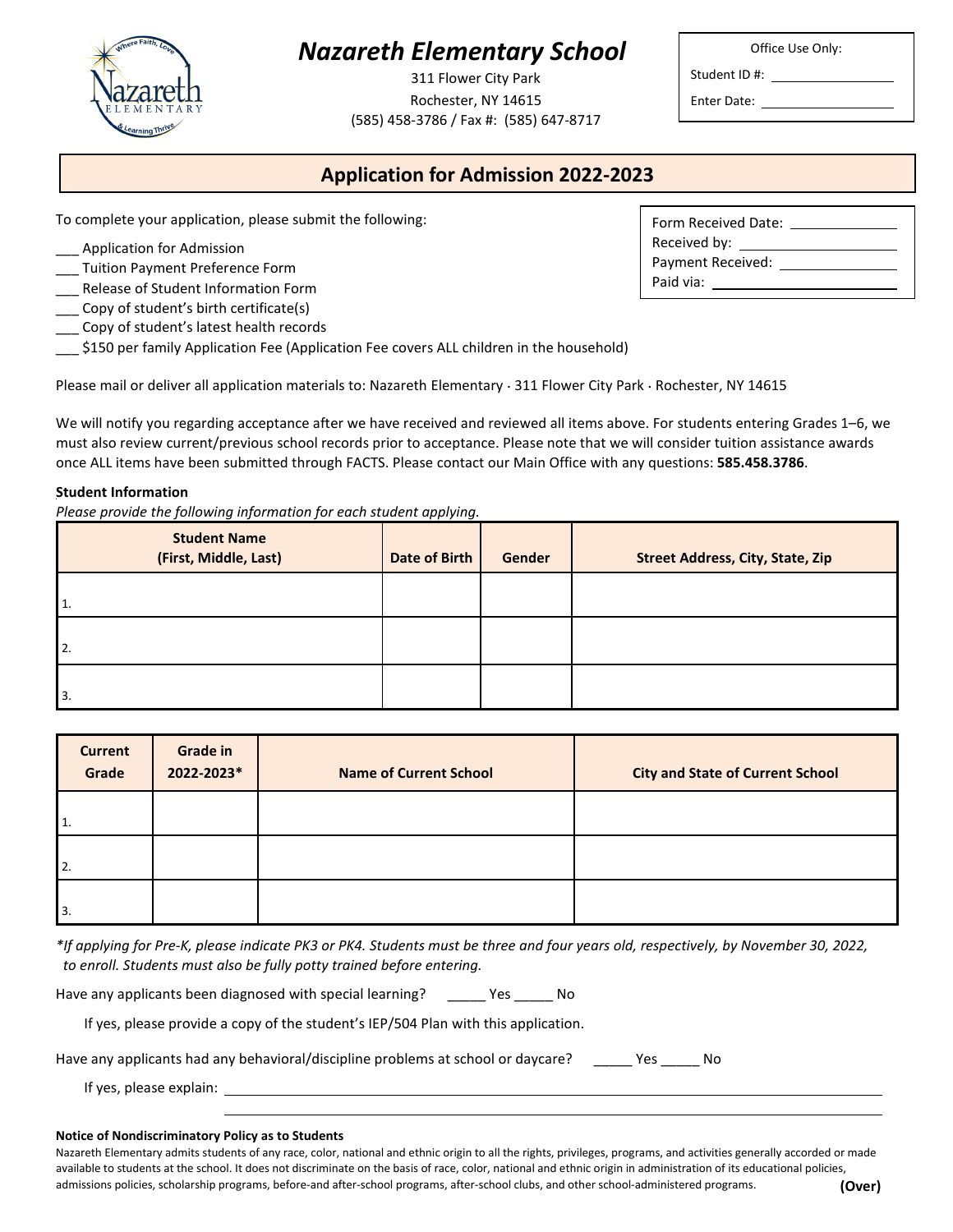# Nazareth Elementary School

311 Flower City Park
Rochester, NY 14615
(585) 458-3786 / Fax #: (585) 647-8717

Office Use Only:

Student ID #: ____________

Enter Date: ____________

## Application for Admission 2022-2023

To complete your application, please submit the following:

___ Application for Admission
___ Tuition Payment Preference Form
___ Release of Student Information Form
___ Copy of student's birth certificate(s)
___ Copy of student's latest health records
___ $150 per family Application Fee (Application Fee covers ALL children in the household)

Form Received Date: ____________
Received by: ____________
Payment Received: ____________
Paid via: ____________

Please mail or deliver all application materials to: Nazareth Elementary · 311 Flower City Park · Rochester, NY 14615

We will notify you regarding acceptance after we have received and reviewed all items above. For students entering Grades 1–6, we must also review current/previous school records prior to acceptance. Please note that we will consider tuition assistance awards once ALL items have been submitted through FACTS. Please contact our Main Office with any questions: **585.458.3786**.

**Student Information**

*Please provide the following information for each student applying.*

| Student Name (First, Middle, Last) | Date of Birth | Gender | Street Address, City, State, Zip |
|---|---|---|---|
| 1. | | | |
| 2. | | | |
| 3. | | | |

| Current Grade | Grade in 2022-2023* | Name of Current School | City and State of Current School |
|---|---|---|---|
| 1. | | | |
| 2. | | | |
| 3. | | | |

*\*If applying for Pre-K, please indicate PK3 or PK4. Students must be three and four years old, respectively, by November 30, 2022, to enroll. Students must also be fully potty trained before entering.*

Have any applicants been diagnosed with special learning? _____ Yes _____ No

If yes, please provide a copy of the student's IEP/504 Plan with this application.

Have any applicants had any behavioral/discipline problems at school or daycare? _____ Yes _____ No

If yes, please explain: ____________________________________________

**Notice of Nondiscriminatory Policy as to Students**

Nazareth Elementary admits students of any race, color, national and ethnic origin to all the rights, privileges, programs, and activities generally accorded or made available to students at the school. It does not discriminate on the basis of race, color, national and ethnic origin in administration of its educational policies, admissions policies, scholarship programs, before-and after-school programs, after-school clubs, and other school-administered programs.

**(Over)**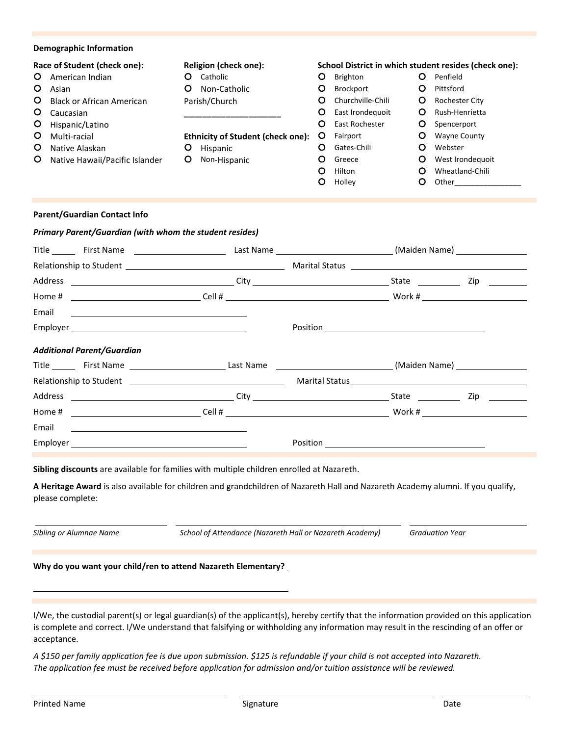### Demographic Information

**Race of Student (check one):**

- O American Indian
- O Asian
- O Black or African American
- O Caucasian
- O Hispanic/Latino
- O Multi-racial
- O Native Alaskan
- O Native Hawaii/Pacific Islander

**Religion (check one):**

- O Catholic
- O Non-Catholic

Parish/Church

______________________

**Ethnicity of Student (check one):**

- O Hispanic
- O Non-Hispanic

**School District in which student resides (check one):**

- O Brighton
- O Brockport
- O Churchville-Chili
- O East Irondequoit
- O East Rochester
- O Fairport
- O Gates-Chili
- O Greece
- O Hilton
- O Holley
- O Penfield
- O Pittsford
- O Rochester City
- O Rush-Henrietta
- O Spencerport
- O Wayne County
- O Webster
- O West Irondequoit
- O Wheatland-Chili
- O Other________________

### Parent/Guardian Contact Info

***Primary Parent/Guardian (with whom the student resides)***

Title ______ First Name ____________________ Last Name __________________________ (Maiden Name) ________________

Relationship to Student __________________________________ Marital Status ______________________________________

Address ____________________________________ City ______________________________ State __________ Zip ________

Home # ____________________________ Cell # ____________________________________ Work # ______________________

Email ________________________________________

Employer ________________________________________ Position ____________________________________

***Additional Parent/Guardian***

Title ______ First Name ____________________ Last Name __________________________ (Maiden Name) ________________

Relationship to Student __________________________________ Marital Status ______________________________________

Address ____________________________________ City ______________________________ State __________ Zip ________

Home # ____________________________ Cell # ____________________________________ Work # ______________________

Email ________________________________________

Employer ________________________________________ Position ____________________________________

**Sibling discounts** are available for families with multiple children enrolled at Nazareth.

**A Heritage Award** is also available for children and grandchildren of Nazareth Hall and Nazareth Academy alumni. If you qualify, please complete:

______________________________ ______________________________________________________ __________________________

*Sibling or Alumnae Name* *School of Attendance (Nazareth Hall or Nazareth Academy)* *Graduation Year*

**Why do you want your child/ren to attend Nazareth Elementary?**

____________________________________________________________

I/We, the custodial parent(s) or legal guardian(s) of the applicant(s), hereby certify that the information provided on this application is complete and correct. I/We understand that falsifying or withholding any information may result in the rescinding of an offer or acceptance.

*A $150 per family application fee is due upon submission. $125 is refundable if your child is not accepted into Nazareth. The application fee must be received before application for admission and/or tuition assistance will be reviewed.*

______________________________________ ______________________________________ ________________

Printed Name Signature Date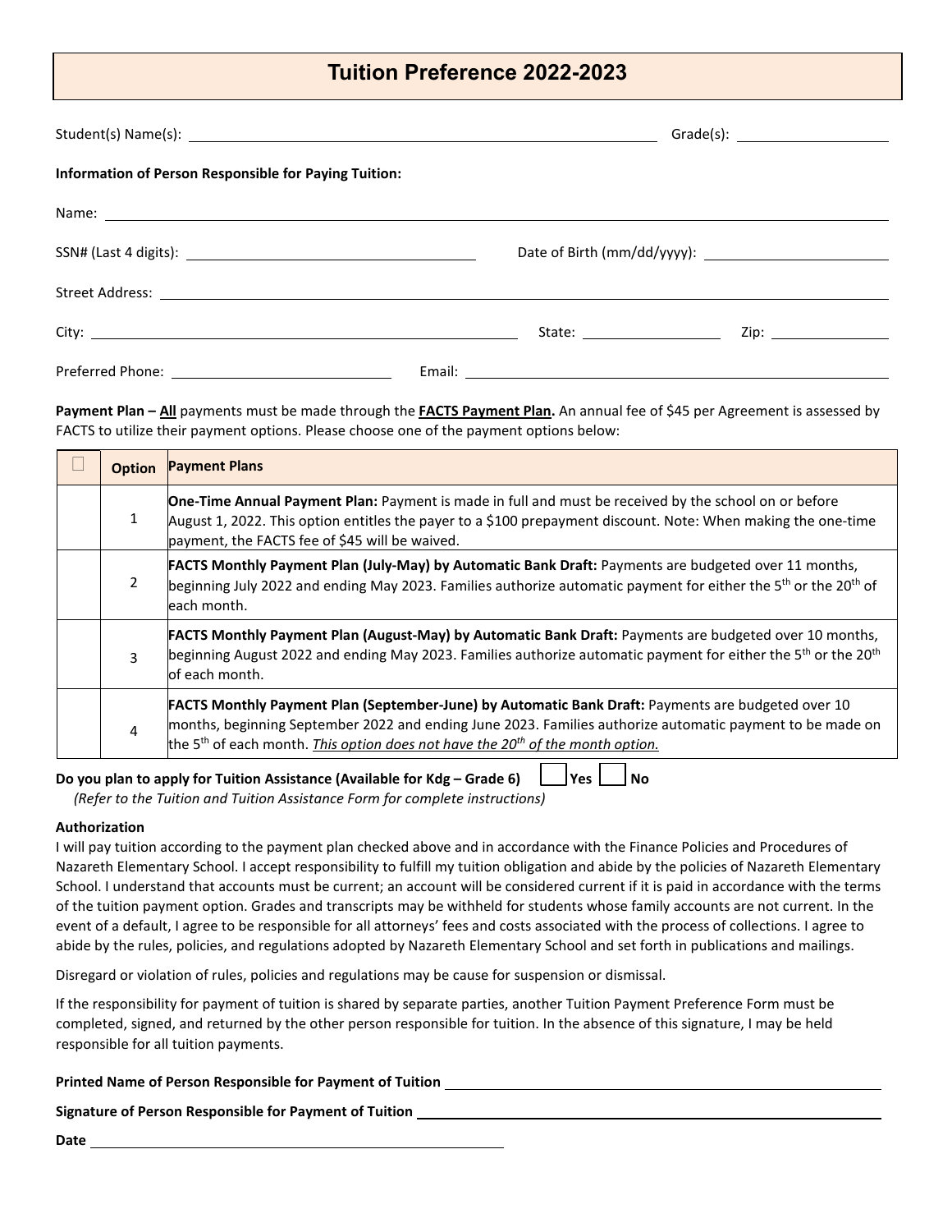# Tuition Preference 2022-2023

Student(s) Name(s): ______________________________ Grade(s): ______________

**Information of Person Responsible for Paying Tuition:**

Name: ______________________________

SSN# (Last 4 digits): ______________________ Date of Birth (mm/dd/yyyy): ______________________

Street Address: ______________________________

City: ______________________ State: ______________ Zip: ______________

Preferred Phone: ______________________ Email: ______________________________

**Payment Plan – All** payments must be made through the **FACTS Payment Plan.** An annual fee of $45 per Agreement is assessed by FACTS to utilize their payment options. Please choose one of the payment options below:

| ☐ | Option | Payment Plans |
|---|---|---|
| | 1 | **One-Time Annual Payment Plan:** Payment is made in full and must be received by the school on or before August 1, 2022. This option entitles the payer to a $100 prepayment discount. Note: When making the one-time payment, the FACTS fee of $45 will be waived. |
| | 2 | **FACTS Monthly Payment Plan (July-May) by Automatic Bank Draft:** Payments are budgeted over 11 months, beginning July 2022 and ending May 2023. Families authorize automatic payment for either the 5th or the 20th of each month. |
| | 3 | **FACTS Monthly Payment Plan (August-May) by Automatic Bank Draft:** Payments are budgeted over 10 months, beginning August 2022 and ending May 2023. Families authorize automatic payment for either the 5th or the 20th of each month. |
| | 4 | **FACTS Monthly Payment Plan (September-June) by Automatic Bank Draft:** Payments are budgeted over 10 months, beginning September 2022 and ending June 2023. Families authorize automatic payment to be made on the 5th of each month. *This option does not have the 20th of the month option.* |

**Do you plan to apply for Tuition Assistance (Available for Kdg – Grade 6)** ☐ **Yes** ☐ **No**

*(Refer to the Tuition and Tuition Assistance Form for complete instructions)*

**Authorization**

I will pay tuition according to the payment plan checked above and in accordance with the Finance Policies and Procedures of Nazareth Elementary School. I accept responsibility to fulfill my tuition obligation and abide by the policies of Nazareth Elementary School. I understand that accounts must be current; an account will be considered current if it is paid in accordance with the terms of the tuition payment option. Grades and transcripts may be withheld for students whose family accounts are not current. In the event of a default, I agree to be responsible for all attorneys' fees and costs associated with the process of collections. I agree to abide by the rules, policies, and regulations adopted by Nazareth Elementary School and set forth in publications and mailings.

Disregard or violation of rules, policies and regulations may be cause for suspension or dismissal.

If the responsibility for payment of tuition is shared by separate parties, another Tuition Payment Preference Form must be completed, signed, and returned by the other person responsible for tuition. In the absence of this signature, I may be held responsible for all tuition payments.

**Printed Name of Person Responsible for Payment of Tuition** ______________________________

**Signature of Person Responsible for Payment of Tuition** ______________________________

**Date** ______________________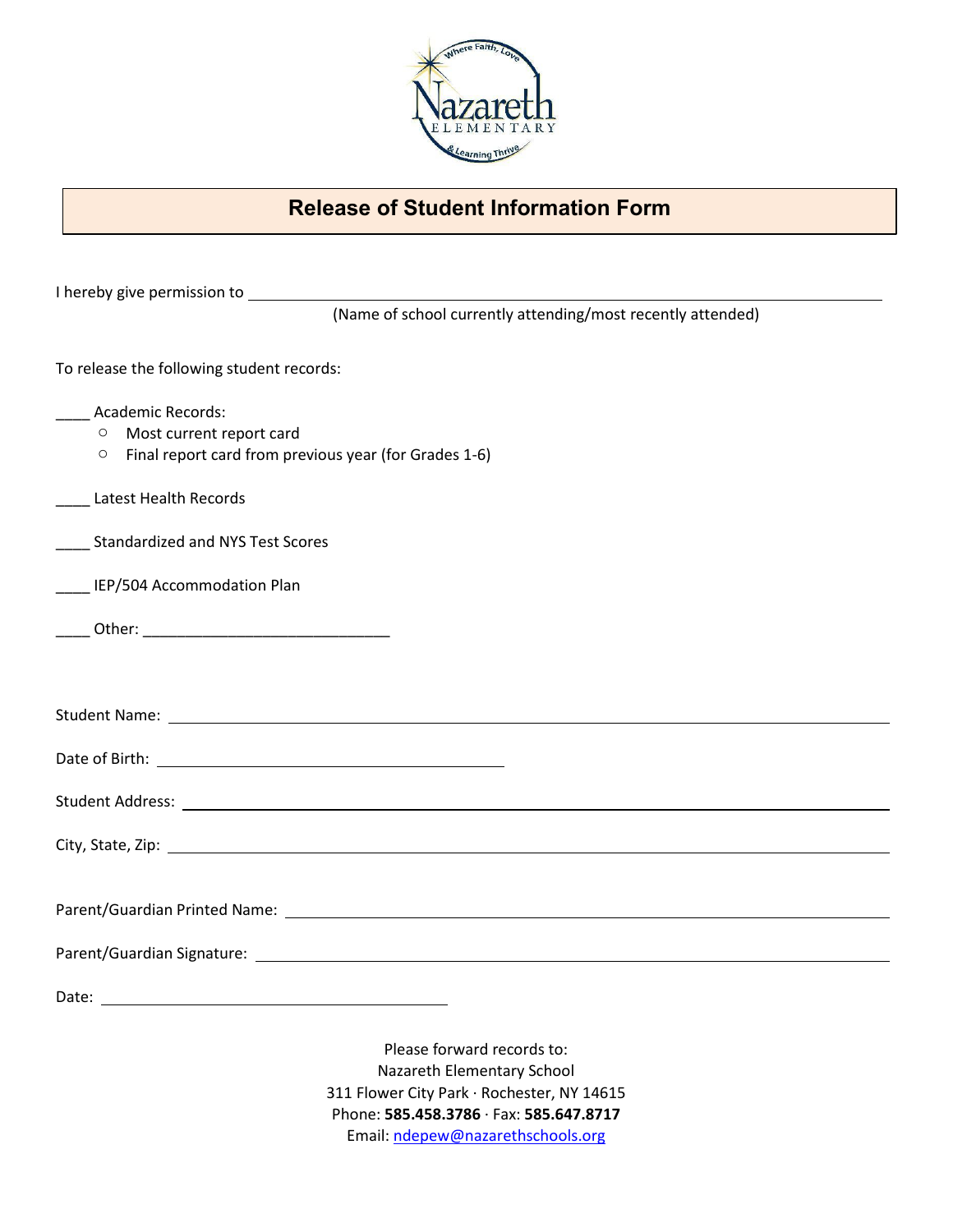# Release of Student Information Form

I hereby give permission to ______________________________________________

(Name of school currently attending/most recently attended)

To release the following student records:

____ Academic Records:
- Most current report card
- Final report card from previous year (for Grades 1-6)

____ Latest Health Records

____ Standardized and NYS Test Scores

____ IEP/504 Accommodation Plan

____ Other: ______________________________

Student Name: ______________________________________________

Date of Birth: ______________________________

Student Address: ______________________________________________

City, State, Zip: ______________________________________________

Parent/Guardian Printed Name: ______________________________________________

Parent/Guardian Signature: ______________________________________________

Date: ______________________________

Please forward records to:
Nazareth Elementary School
311 Flower City Park · Rochester, NY 14615
Phone: **585.458.3786** · Fax: **585.647.8717**
Email: ndepew@nazarethschools.org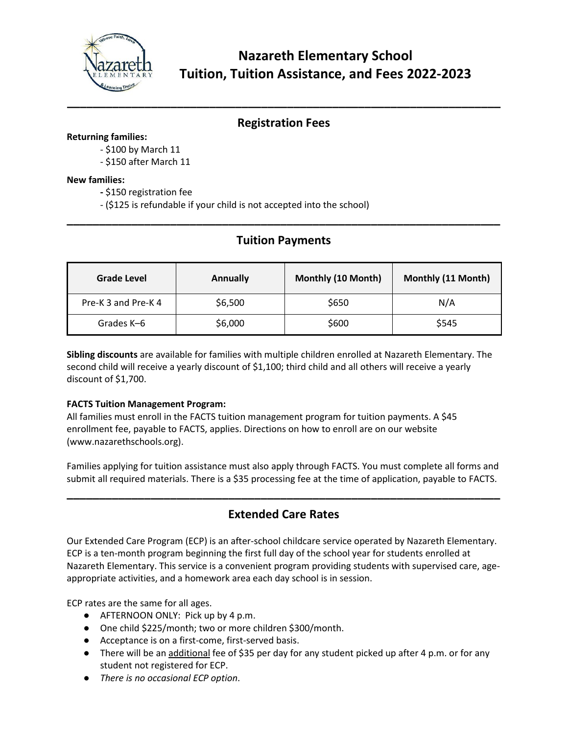# Nazareth Elementary School
# Tuition, Tuition Assistance, and Fees 2022-2023

## Registration Fees

**Returning families:**

- $100 by March 11
- $150 after March 11

**New families:**

- $150 registration fee
- ($125 is refundable if your child is not accepted into the school)

## Tuition Payments

| Grade Level | Annually | Monthly (10 Month) | Monthly (11 Month) |
|---|---|---|---|
| Pre-K 3 and Pre-K 4 | $6,500 | $650 | N/A |
| Grades K–6 | $6,000 | $600 | $545 |

**Sibling discounts** are available for families with multiple children enrolled at Nazareth Elementary. The second child will receive a yearly discount of $1,100; third child and all others will receive a yearly discount of $1,700.

**FACTS Tuition Management Program:**
All families must enroll in the FACTS tuition management program for tuition payments. A $45 enrollment fee, payable to FACTS, applies. Directions on how to enroll are on our website (www.nazarethschools.org).

Families applying for tuition assistance must also apply through FACTS. You must complete all forms and submit all required materials. There is a $35 processing fee at the time of application, payable to FACTS.

## Extended Care Rates

Our Extended Care Program (ECP) is an after-school childcare service operated by Nazareth Elementary. ECP is a ten-month program beginning the first full day of the school year for students enrolled at Nazareth Elementary. This service is a convenient program providing students with supervised care, age-appropriate activities, and a homework area each day school is in session.

ECP rates are the same for all ages.

- AFTERNOON ONLY: Pick up by 4 p.m.
- One child $225/month; two or more children $300/month.
- Acceptance is on a first-come, first-served basis.
- There will be an additional fee of $35 per day for any student picked up after 4 p.m. or for any student not registered for ECP.
- *There is no occasional ECP option.*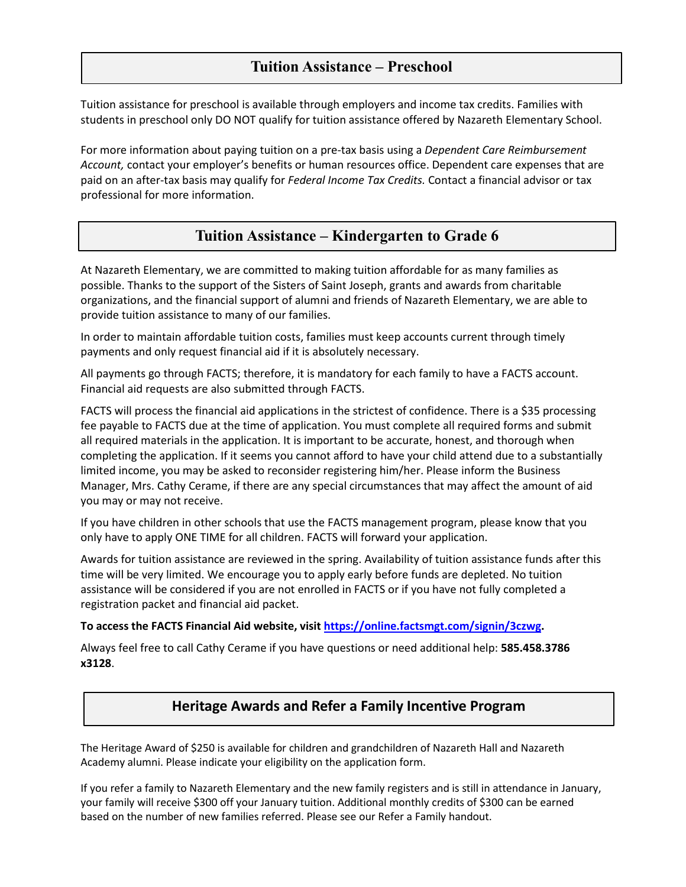## Tuition Assistance – Preschool

Tuition assistance for preschool is available through employers and income tax credits. Families with students in preschool only DO NOT qualify for tuition assistance offered by Nazareth Elementary School.

For more information about paying tuition on a pre-tax basis using a *Dependent Care Reimbursement Account,* contact your employer's benefits or human resources office. Dependent care expenses that are paid on an after-tax basis may qualify for *Federal Income Tax Credits.* Contact a financial advisor or tax professional for more information.

## Tuition Assistance – Kindergarten to Grade 6

At Nazareth Elementary, we are committed to making tuition affordable for as many families as possible. Thanks to the support of the Sisters of Saint Joseph, grants and awards from charitable organizations, and the financial support of alumni and friends of Nazareth Elementary, we are able to provide tuition assistance to many of our families.

In order to maintain affordable tuition costs, families must keep accounts current through timely payments and only request financial aid if it is absolutely necessary.

All payments go through FACTS; therefore, it is mandatory for each family to have a FACTS account. Financial aid requests are also submitted through FACTS.

FACTS will process the financial aid applications in the strictest of confidence. There is a $35 processing fee payable to FACTS due at the time of application. You must complete all required forms and submit all required materials in the application. It is important to be accurate, honest, and thorough when completing the application. If it seems you cannot afford to have your child attend due to a substantially limited income, you may be asked to reconsider registering him/her. Please inform the Business Manager, Mrs. Cathy Cerame, if there are any special circumstances that may affect the amount of aid you may or may not receive.

If you have children in other schools that use the FACTS management program, please know that you only have to apply ONE TIME for all children. FACTS will forward your application.

Awards for tuition assistance are reviewed in the spring. Availability of tuition assistance funds after this time will be very limited. We encourage you to apply early before funds are depleted. No tuition assistance will be considered if you are not enrolled in FACTS or if you have not fully completed a registration packet and financial aid packet.

**To access the FACTS Financial Aid website, visit [https://online.factsmgt.com/signin/3czwg](https://online.factsmgt.com/signin/3czwg).**

Always feel free to call Cathy Cerame if you have questions or need additional help: **585.458.3786 x3128**.

## Heritage Awards and Refer a Family Incentive Program

The Heritage Award of $250 is available for children and grandchildren of Nazareth Hall and Nazareth Academy alumni. Please indicate your eligibility on the application form.

If you refer a family to Nazareth Elementary and the new family registers and is still in attendance in January, your family will receive $300 off your January tuition. Additional monthly credits of $300 can be earned based on the number of new families referred. Please see our Refer a Family handout.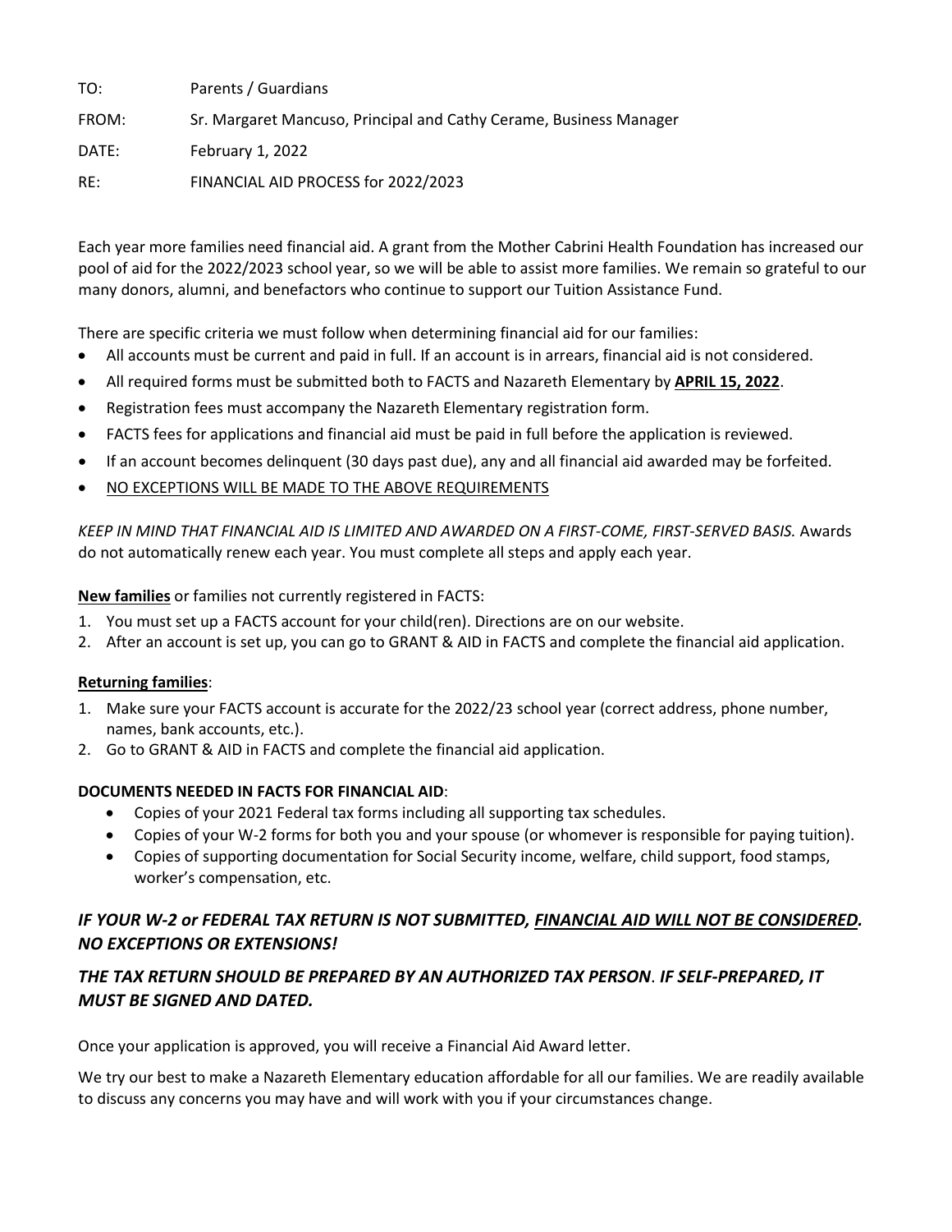TO: Parents / Guardians

FROM: Sr. Margaret Mancuso, Principal and Cathy Cerame, Business Manager

DATE: February 1, 2022

RE: FINANCIAL AID PROCESS for 2022/2023

Each year more families need financial aid. A grant from the Mother Cabrini Health Foundation has increased our pool of aid for the 2022/2023 school year, so we will be able to assist more families. We remain so grateful to our many donors, alumni, and benefactors who continue to support our Tuition Assistance Fund.

There are specific criteria we must follow when determining financial aid for our families:

- All accounts must be current and paid in full. If an account is in arrears, financial aid is not considered.
- All required forms must be submitted both to FACTS and Nazareth Elementary by **APRIL 15, 2022**.
- Registration fees must accompany the Nazareth Elementary registration form.
- FACTS fees for applications and financial aid must be paid in full before the application is reviewed.
- If an account becomes delinquent (30 days past due), any and all financial aid awarded may be forfeited.
- NO EXCEPTIONS WILL BE MADE TO THE ABOVE REQUIREMENTS

*KEEP IN MIND THAT FINANCIAL AID IS LIMITED AND AWARDED ON A FIRST-COME, FIRST-SERVED BASIS.* Awards do not automatically renew each year. You must complete all steps and apply each year.

**New families** or families not currently registered in FACTS:

1. You must set up a FACTS account for your child(ren). Directions are on our website.
2. After an account is set up, you can go to GRANT & AID in FACTS and complete the financial aid application.

**Returning families**:

1. Make sure your FACTS account is accurate for the 2022/23 school year (correct address, phone number, names, bank accounts, etc.).
2. Go to GRANT & AID in FACTS and complete the financial aid application.

**DOCUMENTS NEEDED IN FACTS FOR FINANCIAL AID**:

- Copies of your 2021 Federal tax forms including all supporting tax schedules.
- Copies of your W-2 forms for both you and your spouse (or whomever is responsible for paying tuition).
- Copies of supporting documentation for Social Security income, welfare, child support, food stamps, worker's compensation, etc.

***IF YOUR W-2 or FEDERAL TAX RETURN IS NOT SUBMITTED, FINANCIAL AID WILL NOT BE CONSIDERED. NO EXCEPTIONS OR EXTENSIONS!***

***THE TAX RETURN SHOULD BE PREPARED BY AN AUTHORIZED TAX PERSON. IF SELF-PREPARED, IT MUST BE SIGNED AND DATED.***

Once your application is approved, you will receive a Financial Aid Award letter.

We try our best to make a Nazareth Elementary education affordable for all our families. We are readily available to discuss any concerns you may have and will work with you if your circumstances change.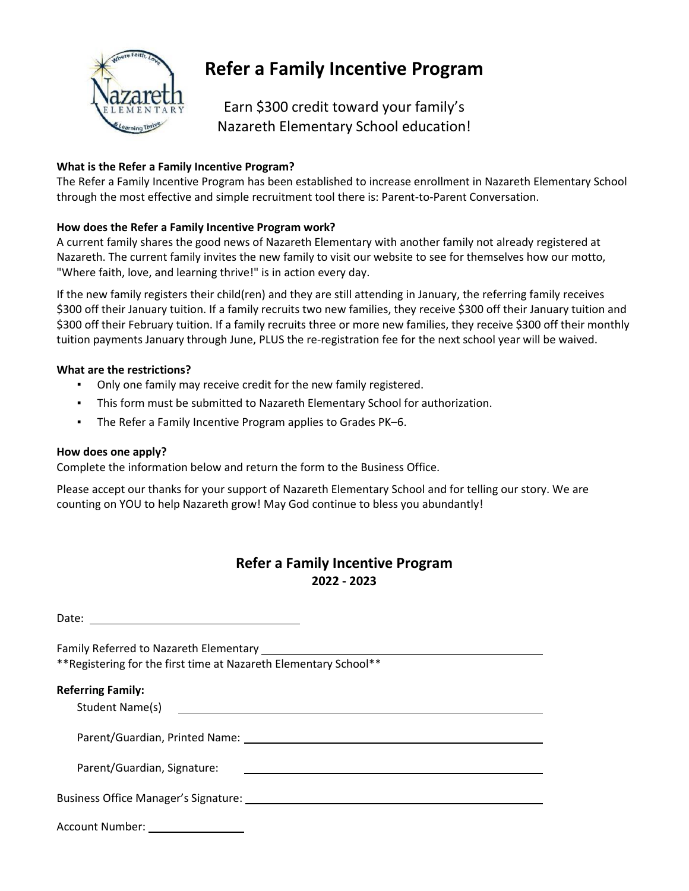# Refer a Family Incentive Program

Earn $300 credit toward your family's Nazareth Elementary School education!

**What is the Refer a Family Incentive Program?**

The Refer a Family Incentive Program has been established to increase enrollment in Nazareth Elementary School through the most effective and simple recruitment tool there is: Parent-to-Parent Conversation.

**How does the Refer a Family Incentive Program work?**

A current family shares the good news of Nazareth Elementary with another family not already registered at Nazareth. The current family invites the new family to visit our website to see for themselves how our motto, "Where faith, love, and learning thrive!" is in action every day.

If the new family registers their child(ren) and they are still attending in January, the referring family receives $300 off their January tuition. If a family recruits two new families, they receive $300 off their January tuition and $300 off their February tuition. If a family recruits three or more new families, they receive $300 off their monthly tuition payments January through June, PLUS the re-registration fee for the next school year will be waived.

**What are the restrictions?**

- Only one family may receive credit for the new family registered.
- This form must be submitted to Nazareth Elementary School for authorization.
- The Refer a Family Incentive Program applies to Grades PK–6.

**How does one apply?**

Complete the information below and return the form to the Business Office.

Please accept our thanks for your support of Nazareth Elementary School and for telling our story. We are counting on YOU to help Nazareth grow! May God continue to bless you abundantly!

## Refer a Family Incentive Program
**2022 - 2023**

Date: ______________________________

Family Referred to Nazareth Elementary ______________________________________
**Registering for the first time at Nazareth Elementary School**

**Referring Family:**

Student Name(s) ______________________________________

Parent/Guardian, Printed Name: ______________________________________

Parent/Guardian, Signature: ______________________________________

Business Office Manager's Signature: ______________________________________

Account Number: ______________